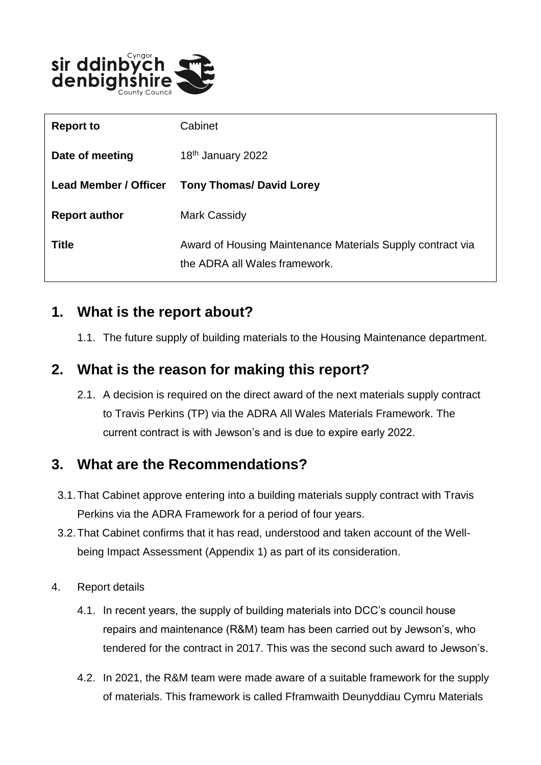sir ddinbych
denbighshire
Cyngor
County Council

| Report to | Cabinet |
|---|---|
| **Date of meeting** | 18th January 2022 |
| **Lead Member / Officer** | **Tony Thomas/ David Lorey** |
| **Report author** | Mark Cassidy |
| **Title** | Award of Housing Maintenance Materials Supply contract via the ADRA all Wales framework. |

## 1. What is the report about?

1.1. The future supply of building materials to the Housing Maintenance department.

## 2. What is the reason for making this report?

2.1. A decision is required on the direct award of the next materials supply contract to Travis Perkins (TP) via the ADRA All Wales Materials Framework. The current contract is with Jewson's and is due to expire early 2022.

## 3. What are the Recommendations?

3.1. That Cabinet approve entering into a building materials supply contract with Travis Perkins via the ADRA Framework for a period of four years.

3.2. That Cabinet confirms that it has read, understood and taken account of the Well-being Impact Assessment (Appendix 1) as part of its consideration.

4. Report details

4.1. In recent years, the supply of building materials into DCC's council house repairs and maintenance (R&M) team has been carried out by Jewson's, who tendered for the contract in 2017. This was the second such award to Jewson's.

4.2. In 2021, the R&M team were made aware of a suitable framework for the supply of materials. This framework is called Fframwaith Deunyddiau Cymru Materials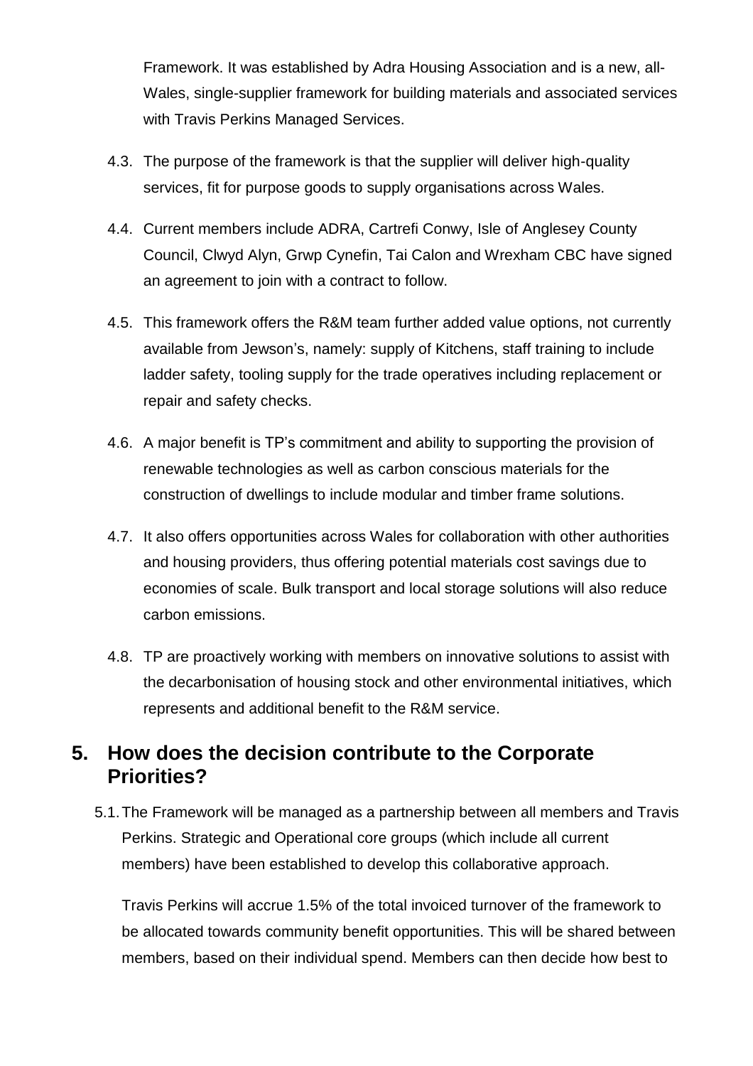Framework. It was established by Adra Housing Association and is a new, all-Wales, single-supplier framework for building materials and associated services with Travis Perkins Managed Services.

4.3. The purpose of the framework is that the supplier will deliver high-quality services, fit for purpose goods to supply organisations across Wales.

4.4. Current members include ADRA, Cartrefi Conwy, Isle of Anglesey County Council, Clwyd Alyn, Grwp Cynefin, Tai Calon and Wrexham CBC have signed an agreement to join with a contract to follow.

4.5. This framework offers the R&M team further added value options, not currently available from Jewson's, namely: supply of Kitchens, staff training to include ladder safety, tooling supply for the trade operatives including replacement or repair and safety checks.

4.6. A major benefit is TP's commitment and ability to supporting the provision of renewable technologies as well as carbon conscious materials for the construction of dwellings to include modular and timber frame solutions.

4.7. It also offers opportunities across Wales for collaboration with other authorities and housing providers, thus offering potential materials cost savings due to economies of scale. Bulk transport and local storage solutions will also reduce carbon emissions.

4.8. TP are proactively working with members on innovative solutions to assist with the decarbonisation of housing stock and other environmental initiatives, which represents and additional benefit to the R&M service.

## 5. How does the decision contribute to the Corporate Priorities?

5.1. The Framework will be managed as a partnership between all members and Travis Perkins. Strategic and Operational core groups (which include all current members) have been established to develop this collaborative approach.

Travis Perkins will accrue 1.5% of the total invoiced turnover of the framework to be allocated towards community benefit opportunities. This will be shared between members, based on their individual spend. Members can then decide how best to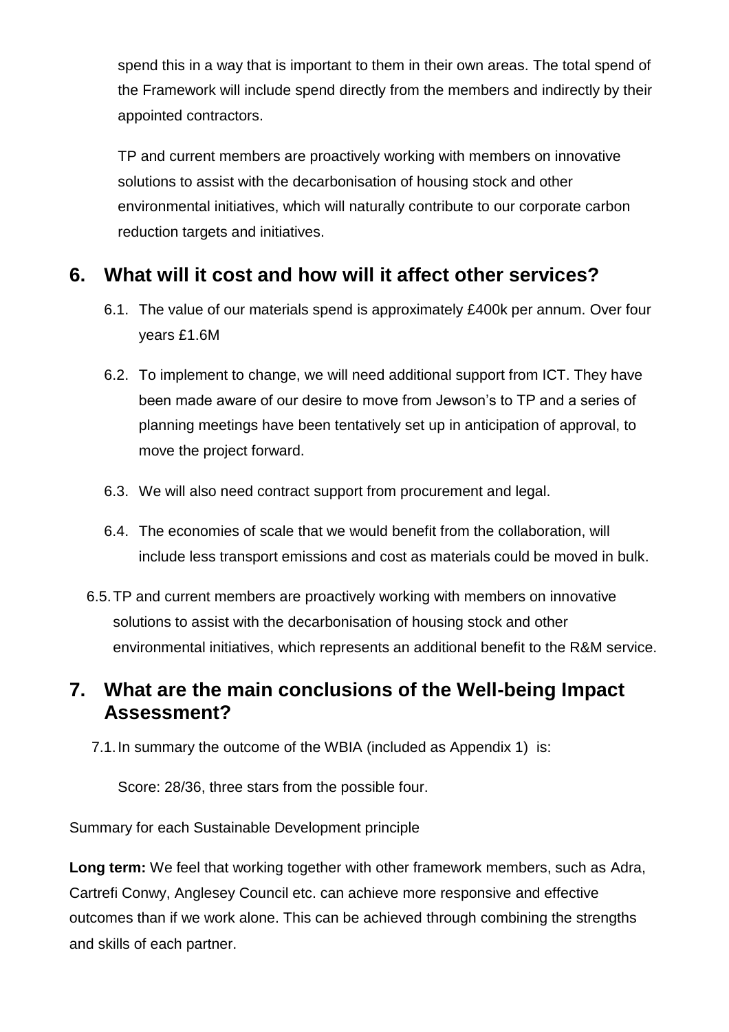spend this in a way that is important to them in their own areas. The total spend of the Framework will include spend directly from the members and indirectly by their appointed contractors.

TP and current members are proactively working with members on innovative solutions to assist with the decarbonisation of housing stock and other environmental initiatives, which will naturally contribute to our corporate carbon reduction targets and initiatives.

## 6. What will it cost and how will it affect other services?

6.1. The value of our materials spend is approximately £400k per annum. Over four years £1.6M

6.2. To implement to change, we will need additional support from ICT. They have been made aware of our desire to move from Jewson's to TP and a series of planning meetings have been tentatively set up in anticipation of approval, to move the project forward.

6.3. We will also need contract support from procurement and legal.

6.4. The economies of scale that we would benefit from the collaboration, will include less transport emissions and cost as materials could be moved in bulk.

6.5. TP and current members are proactively working with members on innovative solutions to assist with the decarbonisation of housing stock and other environmental initiatives, which represents an additional benefit to the R&M service.

## 7. What are the main conclusions of the Well-being Impact Assessment?

7.1. In summary the outcome of the WBIA (included as Appendix 1) is:

Score: 28/36, three stars from the possible four.

Summary for each Sustainable Development principle

**Long term:** We feel that working together with other framework members, such as Adra, Cartrefi Conwy, Anglesey Council etc. can achieve more responsive and effective outcomes than if we work alone. This can be achieved through combining the strengths and skills of each partner.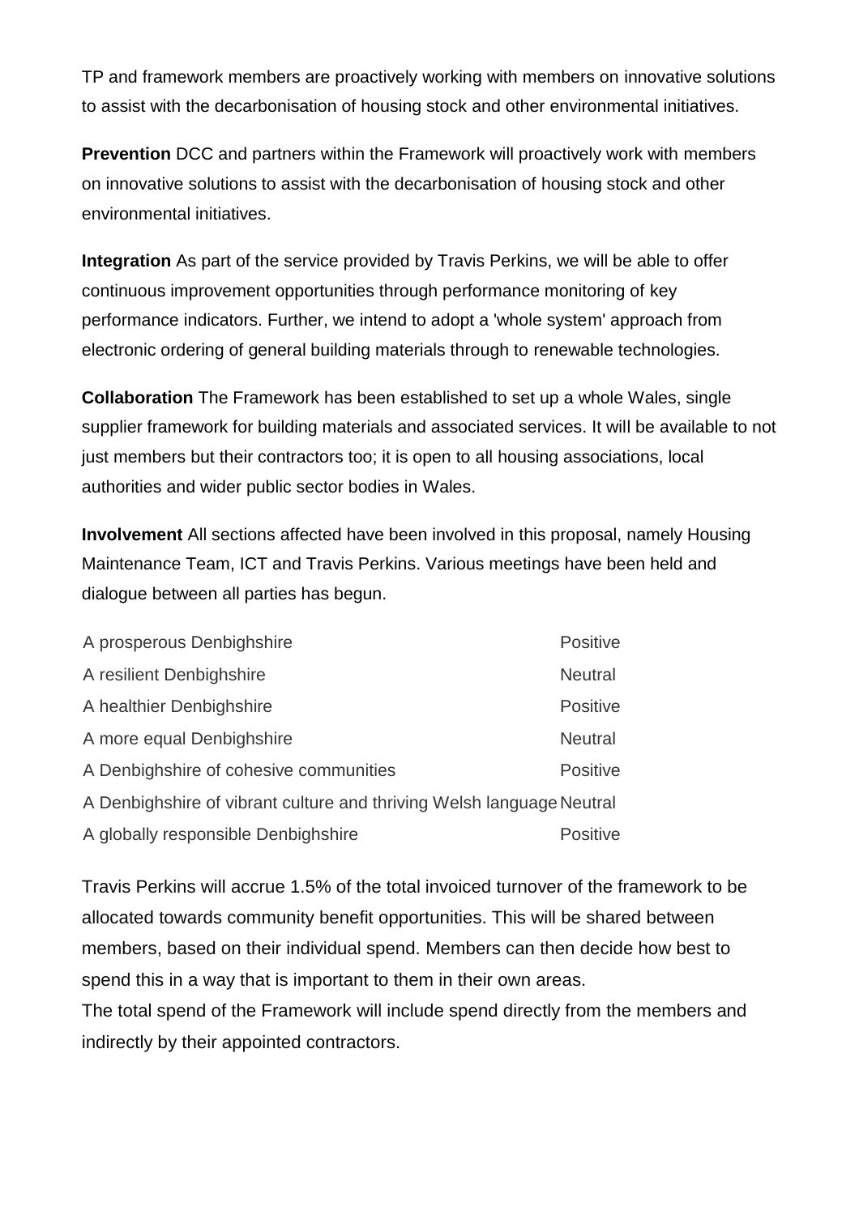TP and framework members are proactively working with members on innovative solutions to assist with the decarbonisation of housing stock and other environmental initiatives.

**Prevention** DCC and partners within the Framework will proactively work with members on innovative solutions to assist with the decarbonisation of housing stock and other environmental initiatives.

**Integration** As part of the service provided by Travis Perkins, we will be able to offer continuous improvement opportunities through performance monitoring of key performance indicators. Further, we intend to adopt a 'whole system' approach from electronic ordering of general building materials through to renewable technologies.

**Collaboration** The Framework has been established to set up a whole Wales, single supplier framework for building materials and associated services. It will be available to not just members but their contractors too; it is open to all housing associations, local authorities and wider public sector bodies in Wales.

**Involvement** All sections affected have been involved in this proposal, namely Housing Maintenance Team, ICT and Travis Perkins. Various meetings have been held and dialogue between all parties has begun.

| | |
|---|---|
| A prosperous Denbighshire | Positive |
| A resilient Denbighshire | Neutral |
| A healthier Denbighshire | Positive |
| A more equal Denbighshire | Neutral |
| A Denbighshire of cohesive communities | Positive |
| A Denbighshire of vibrant culture and thriving Welsh language | Neutral |
| A globally responsible Denbighshire | Positive |

Travis Perkins will accrue 1.5% of the total invoiced turnover of the framework to be allocated towards community benefit opportunities. This will be shared between members, based on their individual spend. Members can then decide how best to spend this in a way that is important to them in their own areas.
The total spend of the Framework will include spend directly from the members and indirectly by their appointed contractors.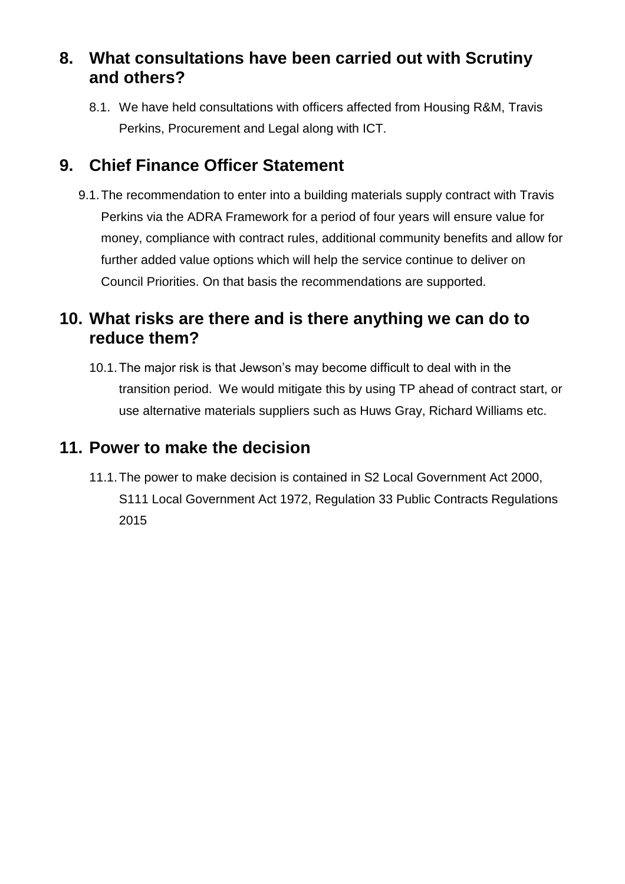## 8. What consultations have been carried out with Scrutiny and others?

8.1. We have held consultations with officers affected from Housing R&M, Travis Perkins, Procurement and Legal along with ICT.

## 9. Chief Finance Officer Statement

9.1. The recommendation to enter into a building materials supply contract with Travis Perkins via the ADRA Framework for a period of four years will ensure value for money, compliance with contract rules, additional community benefits and allow for further added value options which will help the service continue to deliver on Council Priorities. On that basis the recommendations are supported.

## 10. What risks are there and is there anything we can do to reduce them?

10.1. The major risk is that Jewson's may become difficult to deal with in the transition period. We would mitigate this by using TP ahead of contract start, or use alternative materials suppliers such as Huws Gray, Richard Williams etc.

## 11. Power to make the decision

11.1. The power to make decision is contained in S2 Local Government Act 2000, S111 Local Government Act 1972, Regulation 33 Public Contracts Regulations 2015